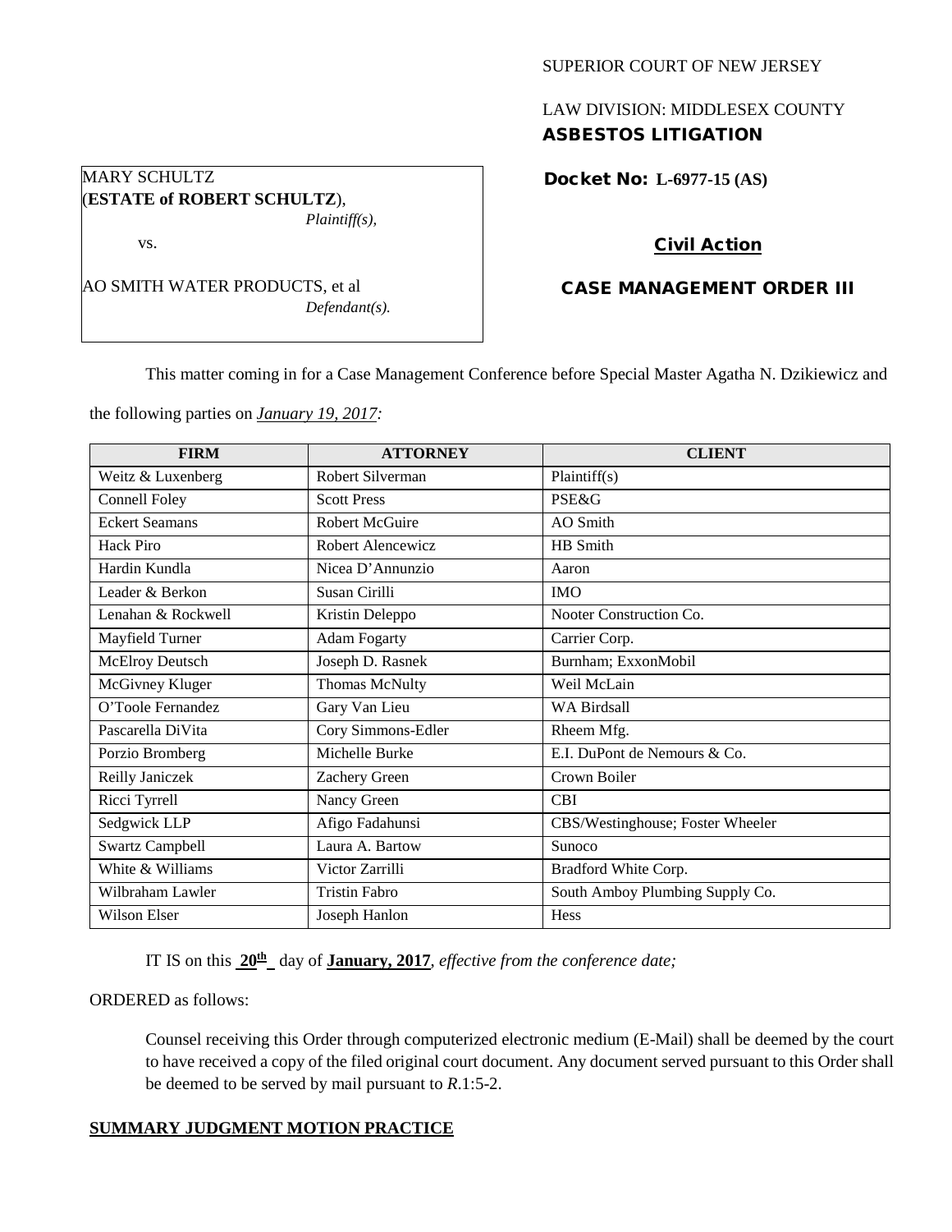SUPERIOR COURT OF NEW JERSEY

LAW DIVISION: MIDDLESEX COUNTY

**ASBESTOS LITIGATION**

MARY SCHULTZ
(**ESTATE of ROBERT SCHULTZ**),
*Plaintiff(s),*

vs.

AO SMITH WATER PRODUCTS, et al
*Defendant(s).*

**Docket No: L-6977-15 (AS)**

**Civil Action**

**CASE MANAGEMENT ORDER III**

This matter coming in for a Case Management Conference before Special Master Agatha N. Dzikiewicz and the following parties on *January 19, 2017:*

| FIRM | ATTORNEY | CLIENT |
|---|---|---|
| Weitz & Luxenberg | Robert Silverman | Plaintiff(s) |
| Connell Foley | Scott Press | PSE&G |
| Eckert Seamans | Robert McGuire | AO Smith |
| Hack Piro | Robert Alencewicz | HB Smith |
| Hardin Kundla | Nicea D'Annunzio | Aaron |
| Leader & Berkon | Susan Cirilli | IMO |
| Lenahan & Rockwell | Kristin Deleppo | Nooter Construction Co. |
| Mayfield Turner | Adam Fogarty | Carrier Corp. |
| McElroy Deutsch | Joseph D. Rasnek | Burnham; ExxonMobil |
| McGivney Kluger | Thomas McNulty | Weil McLain |
| O'Toole Fernandez | Gary Van Lieu | WA Birdsall |
| Pascarella DiVita | Cory Simmons-Edler | Rheem Mfg. |
| Porzio Bromberg | Michelle Burke | E.I. DuPont de Nemours & Co. |
| Reilly Janiczek | Zachery Green | Crown Boiler |
| Ricci Tyrrell | Nancy Green | CBI |
| Sedgwick LLP | Afigo Fadahunsi | CBS/Westinghouse; Foster Wheeler |
| Swartz Campbell | Laura A. Bartow | Sunoco |
| White & Williams | Victor Zarrilli | Bradford White Corp. |
| Wilbraham Lawler | Tristin Fabro | South Amboy Plumbing Supply Co. |
| Wilson Elser | Joseph Hanlon | Hess |

IT IS on this **20th** day of **January, 2017**, *effective from the conference date;*

ORDERED as follows:

Counsel receiving this Order through computerized electronic medium (E-Mail) shall be deemed by the court to have received a copy of the filed original court document. Any document served pursuant to this Order shall be deemed to be served by mail pursuant to *R*.1:5-2.

**SUMMARY JUDGMENT MOTION PRACTICE**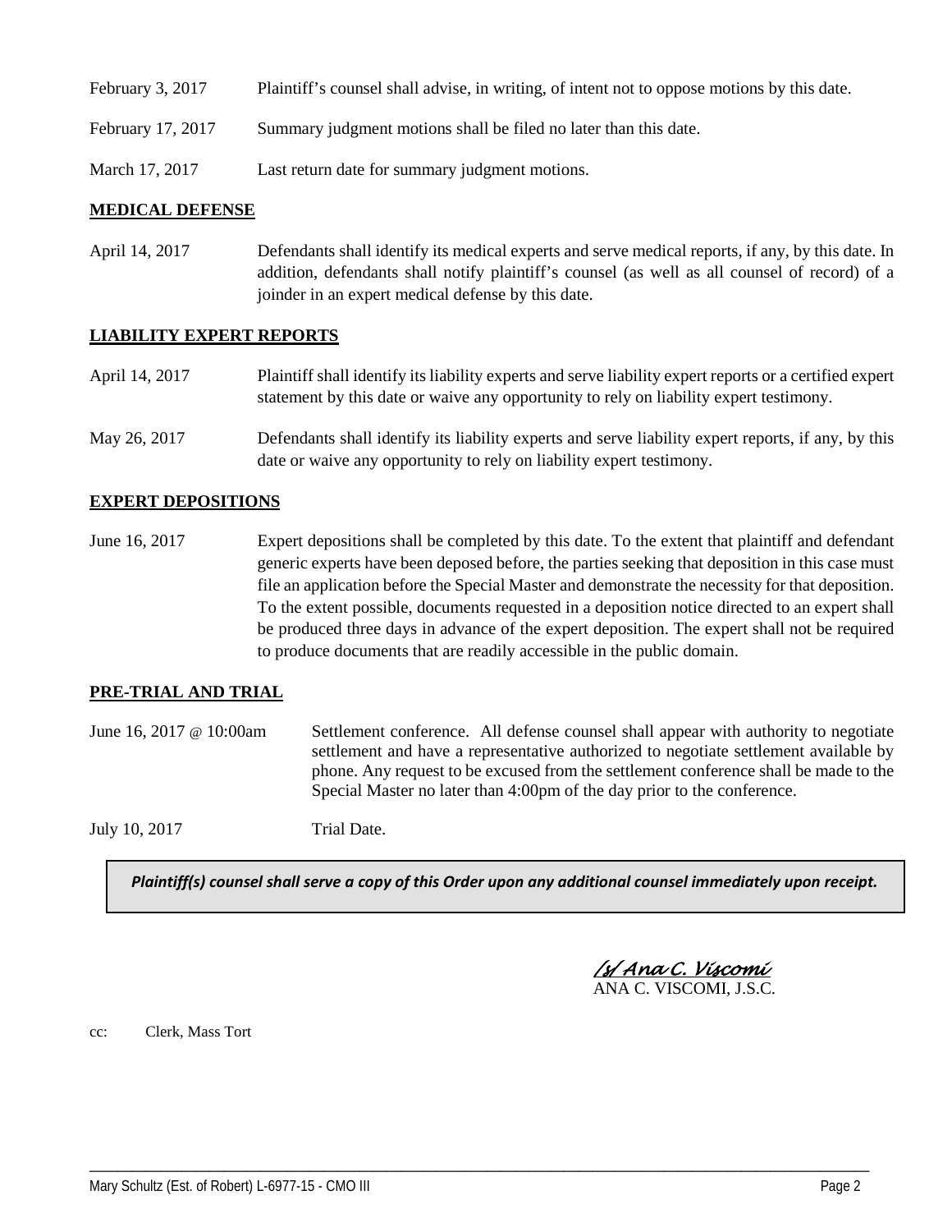| | |
|---|---|
| February 3, 2017 | Plaintiff's counsel shall advise, in writing, of intent not to oppose motions by this date. |
| February 17, 2017 | Summary judgment motions shall be filed no later than this date. |
| March 17, 2017 | Last return date for summary judgment motions. |

**MEDICAL DEFENSE**

| | |
|---|---|
| April 14, 2017 | Defendants shall identify its medical experts and serve medical reports, if any, by this date. In addition, defendants shall notify plaintiff's counsel (as well as all counsel of record) of a joinder in an expert medical defense by this date. |

**LIABILITY EXPERT REPORTS**

| | |
|---|---|
| April 14, 2017 | Plaintiff shall identify its liability experts and serve liability expert reports or a certified expert statement by this date or waive any opportunity to rely on liability expert testimony. |
| May 26, 2017 | Defendants shall identify its liability experts and serve liability expert reports, if any, by this date or waive any opportunity to rely on liability expert testimony. |

**EXPERT DEPOSITIONS**

| | |
|---|---|
| June 16, 2017 | Expert depositions shall be completed by this date. To the extent that plaintiff and defendant generic experts have been deposed before, the parties seeking that deposition in this case must file an application before the Special Master and demonstrate the necessity for that deposition. To the extent possible, documents requested in a deposition notice directed to an expert shall be produced three days in advance of the expert deposition. The expert shall not be required to produce documents that are readily accessible in the public domain. |

**PRE-TRIAL AND TRIAL**

| | |
|---|---|
| June 16, 2017 @ 10:00am | Settlement conference. All defense counsel shall appear with authority to negotiate settlement and have a representative authorized to negotiate settlement available by phone. Any request to be excused from the settlement conference shall be made to the Special Master no later than 4:00pm of the day prior to the conference. |
| July 10, 2017 | Trial Date. |

***Plaintiff(s) counsel shall serve a copy of this Order upon any additional counsel immediately upon receipt.***

/s/ Ana C. Viscomi
ANA C. VISCOMI, J.S.C.

cc: Clerk, Mass Tort

Mary Schultz (Est. of Robert) L-6977-15 - CMO III